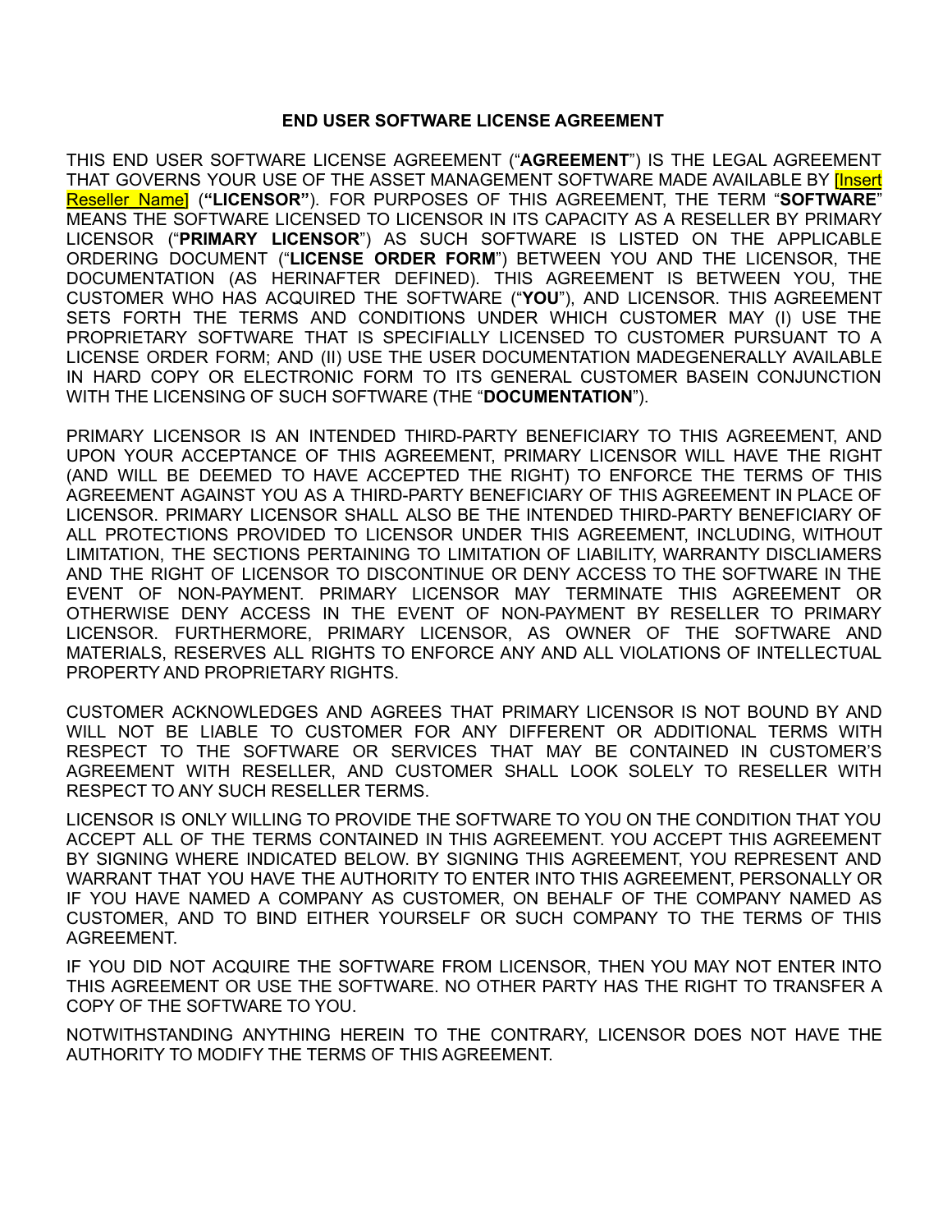# END USER SOFTWARE LICENSE AGREEMENT

THIS END USER SOFTWARE LICENSE AGREEMENT ("**AGREEMENT**") IS THE LEGAL AGREEMENT THAT GOVERNS YOUR USE OF THE ASSET MANAGEMENT SOFTWARE MADE AVAILABLE BY [Insert Reseller Name] (**"LICENSOR"**). FOR PURPOSES OF THIS AGREEMENT, THE TERM "**SOFTWARE**" MEANS THE SOFTWARE LICENSED TO LICENSOR IN ITS CAPACITY AS A RESELLER BY PRIMARY LICENSOR ("**PRIMARY LICENSOR**") AS SUCH SOFTWARE IS LISTED ON THE APPLICABLE ORDERING DOCUMENT ("**LICENSE ORDER FORM**") BETWEEN YOU AND THE LICENSOR, THE DOCUMENTATION (AS HERINAFTER DEFINED). THIS AGREEMENT IS BETWEEN YOU, THE CUSTOMER WHO HAS ACQUIRED THE SOFTWARE ("**YOU**"), AND LICENSOR. THIS AGREEMENT SETS FORTH THE TERMS AND CONDITIONS UNDER WHICH CUSTOMER MAY (I) USE THE PROPRIETARY SOFTWARE THAT IS SPECIFIALLY LICENSED TO CUSTOMER PURSUANT TO A LICENSE ORDER FORM; AND (II) USE THE USER DOCUMENTATION MADEGENERALLY AVAILABLE IN HARD COPY OR ELECTRONIC FORM TO ITS GENERAL CUSTOMER BASEIN CONJUNCTION WITH THE LICENSING OF SUCH SOFTWARE (THE "**DOCUMENTATION**").

PRIMARY LICENSOR IS AN INTENDED THIRD-PARTY BENEFICIARY TO THIS AGREEMENT, AND UPON YOUR ACCEPTANCE OF THIS AGREEMENT, PRIMARY LICENSOR WILL HAVE THE RIGHT (AND WILL BE DEEMED TO HAVE ACCEPTED THE RIGHT) TO ENFORCE THE TERMS OF THIS AGREEMENT AGAINST YOU AS A THIRD-PARTY BENEFICIARY OF THIS AGREEMENT IN PLACE OF LICENSOR. PRIMARY LICENSOR SHALL ALSO BE THE INTENDED THIRD-PARTY BENEFICIARY OF ALL PROTECTIONS PROVIDED TO LICENSOR UNDER THIS AGREEMENT, INCLUDING, WITHOUT LIMITATION, THE SECTIONS PERTAINING TO LIMITATION OF LIABILITY, WARRANTY DISCLIAMERS AND THE RIGHT OF LICENSOR TO DISCONTINUE OR DENY ACCESS TO THE SOFTWARE IN THE EVENT OF NON-PAYMENT. PRIMARY LICENSOR MAY TERMINATE THIS AGREEMENT OR OTHERWISE DENY ACCESS IN THE EVENT OF NON-PAYMENT BY RESELLER TO PRIMARY LICENSOR. FURTHERMORE, PRIMARY LICENSOR, AS OWNER OF THE SOFTWARE AND MATERIALS, RESERVES ALL RIGHTS TO ENFORCE ANY AND ALL VIOLATIONS OF INTELLECTUAL PROPERTY AND PROPRIETARY RIGHTS.

CUSTOMER ACKNOWLEDGES AND AGREES THAT PRIMARY LICENSOR IS NOT BOUND BY AND WILL NOT BE LIABLE TO CUSTOMER FOR ANY DIFFERENT OR ADDITIONAL TERMS WITH RESPECT TO THE SOFTWARE OR SERVICES THAT MAY BE CONTAINED IN CUSTOMER'S AGREEMENT WITH RESELLER, AND CUSTOMER SHALL LOOK SOLELY TO RESELLER WITH RESPECT TO ANY SUCH RESELLER TERMS.

LICENSOR IS ONLY WILLING TO PROVIDE THE SOFTWARE TO YOU ON THE CONDITION THAT YOU ACCEPT ALL OF THE TERMS CONTAINED IN THIS AGREEMENT. YOU ACCEPT THIS AGREEMENT BY SIGNING WHERE INDICATED BELOW. BY SIGNING THIS AGREEMENT, YOU REPRESENT AND WARRANT THAT YOU HAVE THE AUTHORITY TO ENTER INTO THIS AGREEMENT, PERSONALLY OR IF YOU HAVE NAMED A COMPANY AS CUSTOMER, ON BEHALF OF THE COMPANY NAMED AS CUSTOMER, AND TO BIND EITHER YOURSELF OR SUCH COMPANY TO THE TERMS OF THIS AGREEMENT.

IF YOU DID NOT ACQUIRE THE SOFTWARE FROM LICENSOR, THEN YOU MAY NOT ENTER INTO THIS AGREEMENT OR USE THE SOFTWARE. NO OTHER PARTY HAS THE RIGHT TO TRANSFER A COPY OF THE SOFTWARE TO YOU.

NOTWITHSTANDING ANYTHING HEREIN TO THE CONTRARY, LICENSOR DOES NOT HAVE THE AUTHORITY TO MODIFY THE TERMS OF THIS AGREEMENT.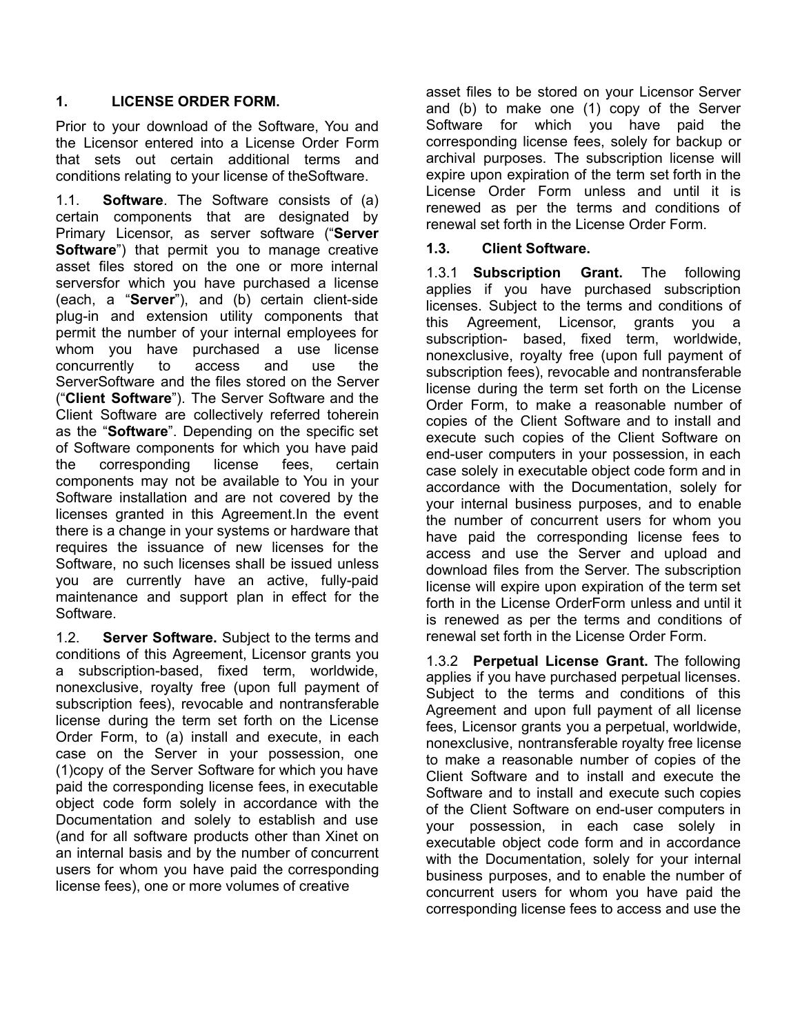## 1. LICENSE ORDER FORM.

Prior to your download of the Software, You and the Licensor entered into a License Order Form that sets out certain additional terms and conditions relating to your license of theSoftware.

1.1. **Software**. The Software consists of (a) certain components that are designated by Primary Licensor, as server software ("**Server Software**") that permit you to manage creative asset files stored on the one or more internal serversfor which you have purchased a license (each, a "**Server**"), and (b) certain client-side plug-in and extension utility components that permit the number of your internal employees for whom you have purchased a use license concurrently to access and use the ServerSoftware and the files stored on the Server ("**Client Software**"). The Server Software and the Client Software are collectively referred toherein as the "**Software**". Depending on the specific set of Software components for which you have paid the corresponding license fees, certain components may not be available to You in your Software installation and are not covered by the licenses granted in this Agreement.In the event there is a change in your systems or hardware that requires the issuance of new licenses for the Software, no such licenses shall be issued unless you are currently have an active, fully-paid maintenance and support plan in effect for the Software.

1.2. **Server Software.** Subject to the terms and conditions of this Agreement, Licensor grants you a subscription-based, fixed term, worldwide, nonexclusive, royalty free (upon full payment of subscription fees), revocable and nontransferable license during the term set forth on the License Order Form, to (a) install and execute, in each case on the Server in your possession, one (1)copy of the Server Software for which you have paid the corresponding license fees, in executable object code form solely in accordance with the Documentation and solely to establish and use (and for all software products other than Xinet on an internal basis and by the number of concurrent users for whom you have paid the corresponding license fees), one or more volumes of creative asset files to be stored on your Licensor Server and (b) to make one (1) copy of the Server Software for which you have paid the corresponding license fees, solely for backup or archival purposes. The subscription license will expire upon expiration of the term set forth in the License Order Form unless and until it is renewed as per the terms and conditions of renewal set forth in the License Order Form.

### 1.3. Client Software.

1.3.1 **Subscription Grant.** The following applies if you have purchased subscription licenses. Subject to the terms and conditions of this Agreement, Licensor, grants you a subscription- based, fixed term, worldwide, nonexclusive, royalty free (upon full payment of subscription fees), revocable and nontransferable license during the term set forth on the License Order Form, to make a reasonable number of copies of the Client Software and to install and execute such copies of the Client Software on end-user computers in your possession, in each case solely in executable object code form and in accordance with the Documentation, solely for your internal business purposes, and to enable the number of concurrent users for whom you have paid the corresponding license fees to access and use the Server and upload and download files from the Server. The subscription license will expire upon expiration of the term set forth in the License OrderForm unless and until it is renewed as per the terms and conditions of renewal set forth in the License Order Form.

1.3.2 **Perpetual License Grant.** The following applies if you have purchased perpetual licenses. Subject to the terms and conditions of this Agreement and upon full payment of all license fees, Licensor grants you a perpetual, worldwide, nonexclusive, nontransferable royalty free license to make a reasonable number of copies of the Client Software and to install and execute the Software and to install and execute such copies of the Client Software on end-user computers in your possession, in each case solely in executable object code form and in accordance with the Documentation, solely for your internal business purposes, and to enable the number of concurrent users for whom you have paid the corresponding license fees to access and use the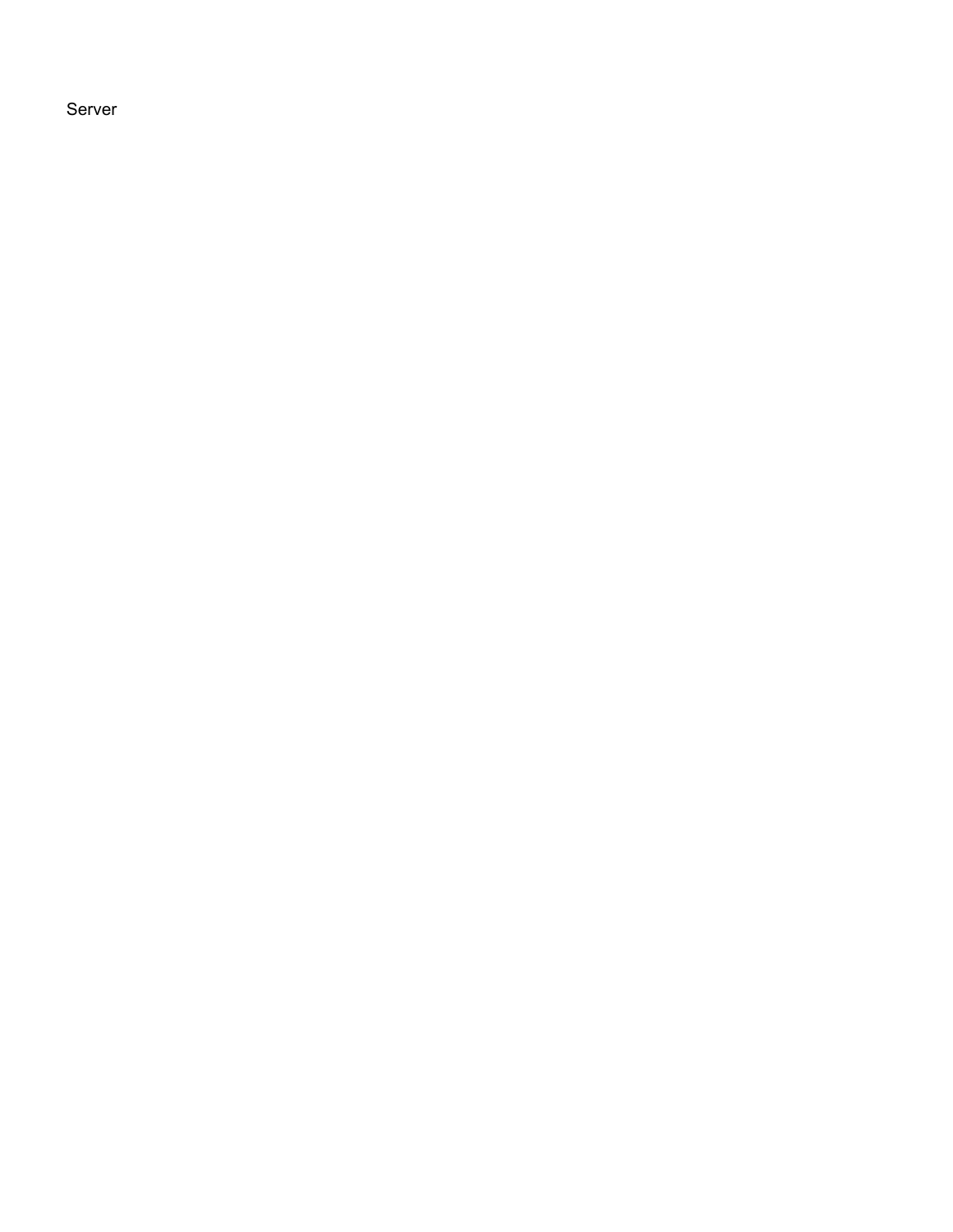Server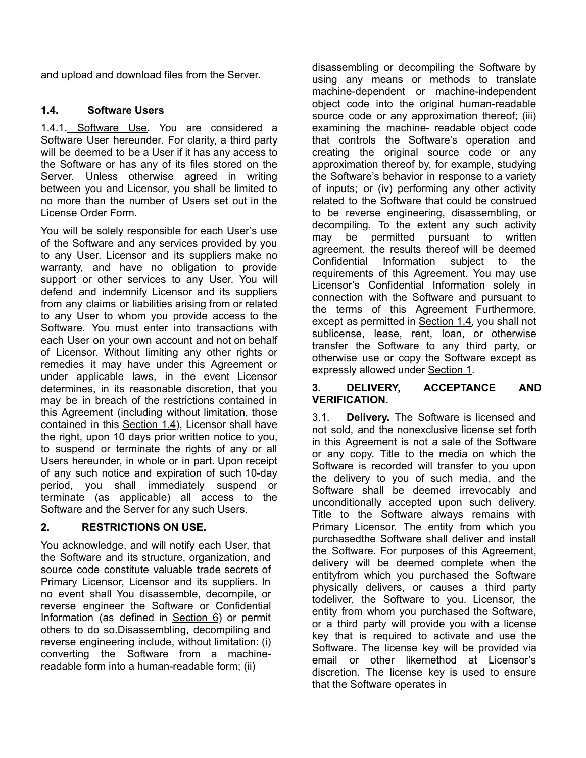and upload and download files from the Server.

### 1.4. Software Users

1.4.1. Software Use. You are considered a Software User hereunder. For clarity, a third party will be deemed to be a User if it has any access to the Software or has any of its files stored on the Server. Unless otherwise agreed in writing between you and Licensor, you shall be limited to no more than the number of Users set out in the License Order Form.

You will be solely responsible for each User's use of the Software and any services provided by you to any User. Licensor and its suppliers make no warranty, and have no obligation to provide support or other services to any User. You will defend and indemnify Licensor and its suppliers from any claims or liabilities arising from or related to any User to whom you provide access to the Software. You must enter into transactions with each User on your own account and not on behalf of Licensor. Without limiting any other rights or remedies it may have under this Agreement or under applicable laws, in the event Licensor determines, in its reasonable discretion, that you may be in breach of the restrictions contained in this Agreement (including without limitation, those contained in this Section 1.4), Licensor shall have the right, upon 10 days prior written notice to you, to suspend or terminate the rights of any or all Users hereunder, in whole or in part. Upon receipt of any such notice and expiration of such 10-day period, you shall immediately suspend or terminate (as applicable) all access to the Software and the Server for any such Users.

## 2. RESTRICTIONS ON USE.

You acknowledge, and will notify each User, that the Software and its structure, organization, and source code constitute valuable trade secrets of Primary Licensor, Licensor and its suppliers. In no event shall You disassemble, decompile, or reverse engineer the Software or Confidential Information (as defined in Section 6) or permit others to do so.Disassembling, decompiling and reverse engineering include, without limitation: (i) converting the Software from a machine-readable form into a human-readable form; (ii) disassembling or decompiling the Software by using any means or methods to translate machine-dependent or machine-independent object code into the original human-readable source code or any approximation thereof; (iii) examining the machine- readable object code that controls the Software's operation and creating the original source code or any approximation thereof by, for example, studying the Software's behavior in response to a variety of inputs; or (iv) performing any other activity related to the Software that could be construed to be reverse engineering, disassembling, or decompiling. To the extent any such activity may be permitted pursuant to written agreement, the results thereof will be deemed Confidential Information subject to the requirements of this Agreement. You may use Licensor's Confidential Information solely in connection with the Software and pursuant to the terms of this Agreement Furthermore, except as permitted in Section 1.4, you shall not sublicense, lease, rent, loan, or otherwise transfer the Software to any third party, or otherwise use or copy the Software except as expressly allowed under Section 1.

## 3. DELIVERY, ACCEPTANCE AND VERIFICATION.

3.1. **Delivery.** The Software is licensed and not sold, and the nonexclusive license set forth in this Agreement is not a sale of the Software or any copy. Title to the media on which the Software is recorded will transfer to you upon the delivery to you of such media, and the Software shall be deemed irrevocably and unconditionally accepted upon such delivery. Title to the Software always remains with Primary Licensor. The entity from which you purchasedthe Software shall deliver and install the Software. For purposes of this Agreement, delivery will be deemed complete when the entityfrom which you purchased the Software physically delivers, or causes a third party todeliver, the Software to you. Licensor, the entity from whom you purchased the Software, or a third party will provide you with a license key that is required to activate and use the Software. The license key will be provided via email or other likemethod at Licensor's discretion. The license key is used to ensure that the Software operates in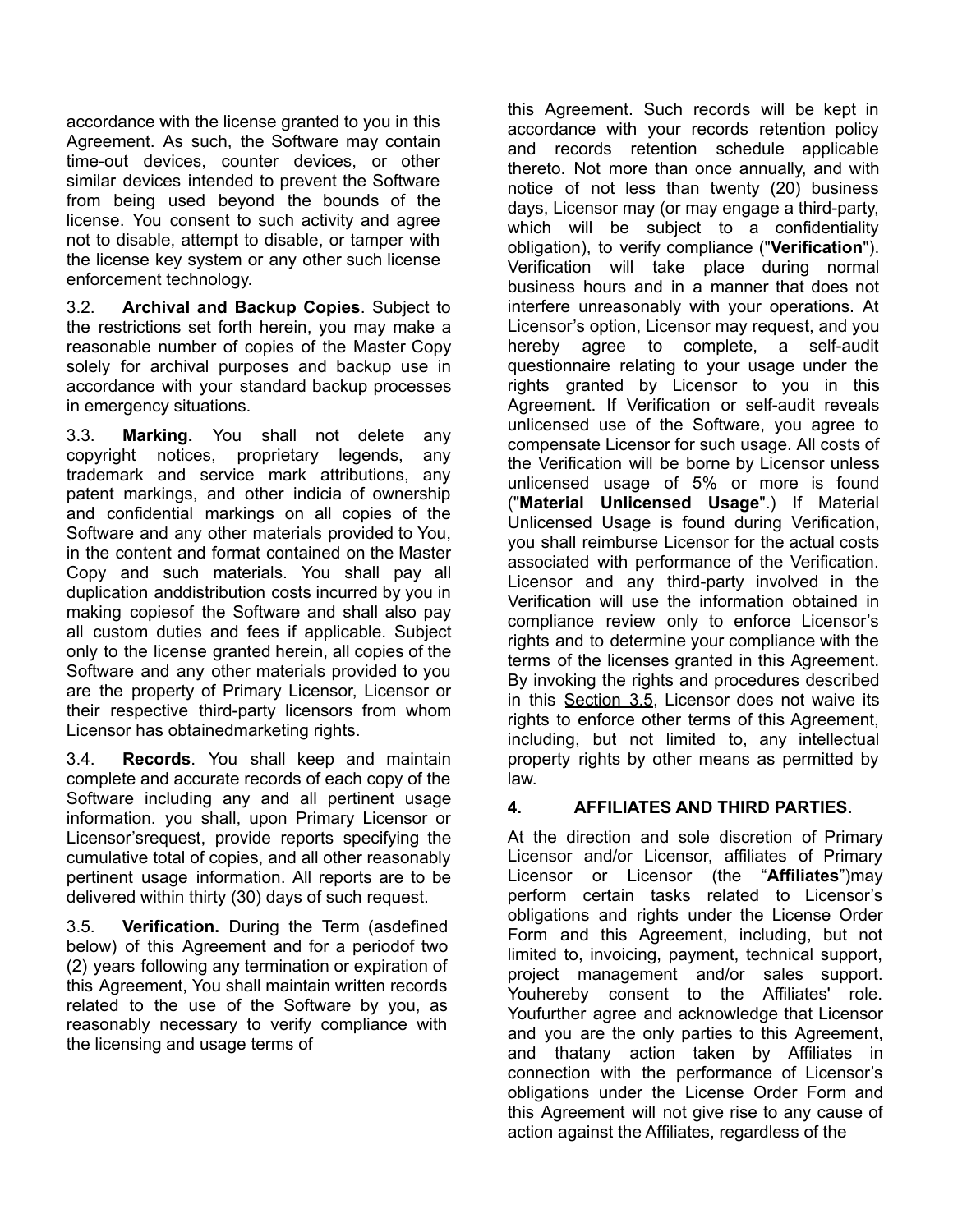accordance with the license granted to you in this Agreement. As such, the Software may contain time-out devices, counter devices, or other similar devices intended to prevent the Software from being used beyond the bounds of the license. You consent to such activity and agree not to disable, attempt to disable, or tamper with the license key system or any other such license enforcement technology.

3.2. **Archival and Backup Copies**. Subject to the restrictions set forth herein, you may make a reasonable number of copies of the Master Copy solely for archival purposes and backup use in accordance with your standard backup processes in emergency situations.

3.3. **Marking.** You shall not delete any copyright notices, proprietary legends, any trademark and service mark attributions, any patent markings, and other indicia of ownership and confidential markings on all copies of the Software and any other materials provided to You, in the content and format contained on the Master Copy and such materials. You shall pay all duplication anddistribution costs incurred by you in making copiesof the Software and shall also pay all custom duties and fees if applicable. Subject only to the license granted herein, all copies of the Software and any other materials provided to you are the property of Primary Licensor, Licensor or their respective third-party licensors from whom Licensor has obtainedmarketing rights.

3.4. **Records**. You shall keep and maintain complete and accurate records of each copy of the Software including any and all pertinent usage information. you shall, upon Primary Licensor or Licensor'srequest, provide reports specifying the cumulative total of copies, and all other reasonably pertinent usage information. All reports are to be delivered within thirty (30) days of such request.

3.5. **Verification.** During the Term (asdefined below) of this Agreement and for a periodof two (2) years following any termination or expiration of this Agreement, You shall maintain written records related to the use of the Software by you, as reasonably necessary to verify compliance with the licensing and usage terms of this Agreement. Such records will be kept in accordance with your records retention policy and records retention schedule applicable thereto. Not more than once annually, and with notice of not less than twenty (20) business days, Licensor may (or may engage a third-party, which will be subject to a confidentiality obligation), to verify compliance ("**Verification**"). Verification will take place during normal business hours and in a manner that does not interfere unreasonably with your operations. At Licensor's option, Licensor may request, and you hereby agree to complete, a self-audit questionnaire relating to your usage under the rights granted by Licensor to you in this Agreement. If Verification or self-audit reveals unlicensed use of the Software, you agree to compensate Licensor for such usage. All costs of the Verification will be borne by Licensor unless unlicensed usage of 5% or more is found ("**Material Unlicensed Usage**".) If Material Unlicensed Usage is found during Verification, you shall reimburse Licensor for the actual costs associated with performance of the Verification. Licensor and any third-party involved in the Verification will use the information obtained in compliance review only to enforce Licensor's rights and to determine your compliance with the terms of the licenses granted in this Agreement. By invoking the rights and procedures described in this Section 3.5, Licensor does not waive its rights to enforce other terms of this Agreement, including, but not limited to, any intellectual property rights by other means as permitted by law.

## 4. AFFILIATES AND THIRD PARTIES.

At the direction and sole discretion of Primary Licensor and/or Licensor, affiliates of Primary Licensor or Licensor (the "**Affiliates**")may perform certain tasks related to Licensor's obligations and rights under the License Order Form and this Agreement, including, but not limited to, invoicing, payment, technical support, project management and/or sales support. Youhereby consent to the Affiliates' role. Youfurther agree and acknowledge that Licensor and you are the only parties to this Agreement, and thatany action taken by Affiliates in connection with the performance of Licensor's obligations under the License Order Form and this Agreement will not give rise to any cause of action against the Affiliates, regardless of the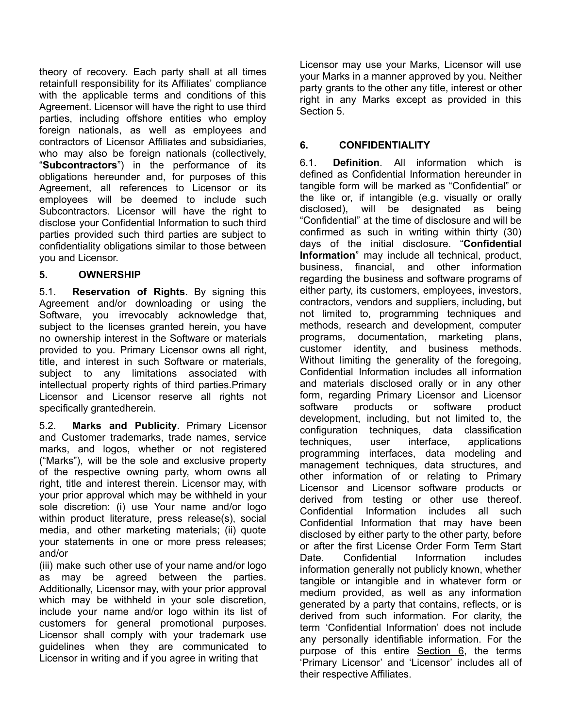theory of recovery. Each party shall at all times retainfull responsibility for its Affiliates' compliance with the applicable terms and conditions of this Agreement. Licensor will have the right to use third parties, including offshore entities who employ foreign nationals, as well as employees and contractors of Licensor Affiliates and subsidiaries, who may also be foreign nationals (collectively, "**Subcontractors**") in the performance of its obligations hereunder and, for purposes of this Agreement, all references to Licensor or its employees will be deemed to include such Subcontractors. Licensor will have the right to disclose your Confidential Information to such third parties provided such third parties are subject to confidentiality obligations similar to those between you and Licensor.

## 5. OWNERSHIP

5.1. **Reservation of Rights**. By signing this Agreement and/or downloading or using the Software, you irrevocably acknowledge that, subject to the licenses granted herein, you have no ownership interest in the Software or materials provided to you. Primary Licensor owns all right, title, and interest in such Software or materials, subject to any limitations associated with intellectual property rights of third parties.Primary Licensor and Licensor reserve all rights not specifically grantedherein.

5.2. **Marks and Publicity**. Primary Licensor and Customer trademarks, trade names, service marks, and logos, whether or not registered ("Marks"), will be the sole and exclusive property of the respective owning party, whom owns all right, title and interest therein. Licensor may, with your prior approval which may be withheld in your sole discretion: (i) use Your name and/or logo within product literature, press release(s), social media, and other marketing materials; (ii) quote your statements in one or more press releases; and/or

(iii) make such other use of your name and/or logo as may be agreed between the parties. Additionally, Licensor may, with your prior approval which may be withheld in your sole discretion, include your name and/or logo within its list of customers for general promotional purposes. Licensor shall comply with your trademark use guidelines when they are communicated to Licensor in writing and if you agree in writing that Licensor may use your Marks, Licensor will use your Marks in a manner approved by you. Neither party grants to the other any title, interest or other right in any Marks except as provided in this Section 5.

## 6. CONFIDENTIALITY

6.1. **Definition**. All information which is defined as Confidential Information hereunder in tangible form will be marked as "Confidential" or the like or, if intangible (e.g. visually or orally disclosed), will be designated as being "Confidential" at the time of disclosure and will be confirmed as such in writing within thirty (30) days of the initial disclosure. "**Confidential Information**" may include all technical, product, business, financial, and other information regarding the business and software programs of either party, its customers, employees, investors, contractors, vendors and suppliers, including, but not limited to, programming techniques and methods, research and development, computer programs, documentation, marketing plans, customer identity, and business methods. Without limiting the generality of the foregoing, Confidential Information includes all information and materials disclosed orally or in any other form, regarding Primary Licensor and Licensor software products or software product development, including, but not limited to, the configuration techniques, data classification techniques, user interface, applications programming interfaces, data modeling and management techniques, data structures, and other information of or relating to Primary Licensor and Licensor software products or derived from testing or other use thereof. Confidential Information includes all such Confidential Information that may have been disclosed by either party to the other party, before or after the first License Order Form Term Start Date. Confidential Information includes information generally not publicly known, whether tangible or intangible and in whatever form or medium provided, as well as any information generated by a party that contains, reflects, or is derived from such information. For clarity, the term 'Confidential Information' does not include any personally identifiable information. For the purpose of this entire Section 6, the terms 'Primary Licensor' and 'Licensor' includes all of their respective Affiliates.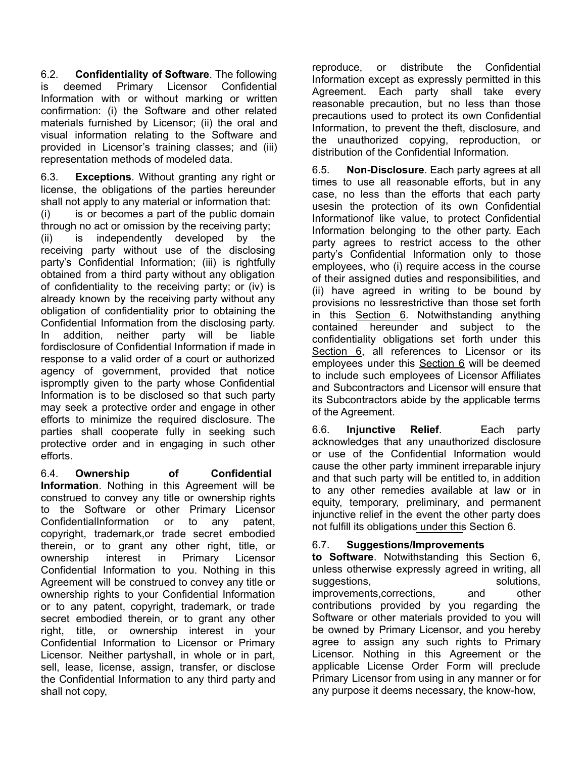6.2. **Confidentiality of Software**. The following is deemed Primary Licensor Confidential Information with or without marking or written confirmation: (i) the Software and other related materials furnished by Licensor; (ii) the oral and visual information relating to the Software and provided in Licensor's training classes; and (iii) representation methods of modeled data.

6.3. **Exceptions**. Without granting any right or license, the obligations of the parties hereunder shall not apply to any material or information that: (i) is or becomes a part of the public domain through no act or omission by the receiving party; (ii) is independently developed by the receiving party without use of the disclosing party's Confidential Information; (iii) is rightfully obtained from a third party without any obligation of confidentiality to the receiving party; or (iv) is already known by the receiving party without any obligation of confidentiality prior to obtaining the Confidential Information from the disclosing party. In addition, neither party will be liable fordisclosure of Confidential Information if made in response to a valid order of a court or authorized agency of government, provided that notice ispromptly given to the party whose Confidential Information is to be disclosed so that such party may seek a protective order and engage in other efforts to minimize the required disclosure. The parties shall cooperate fully in seeking such protective order and in engaging in such other efforts.

6.4. **Ownership of Confidential Information**. Nothing in this Agreement will be construed to convey any title or ownership rights to the Software or other Primary Licensor ConfidentialInformation or to any patent, copyright, trademark,or trade secret embodied therein, or to grant any other right, title, or ownership interest in Primary Licensor Confidential Information to you. Nothing in this Agreement will be construed to convey any title or ownership rights to your Confidential Information or to any patent, copyright, trademark, or trade secret embodied therein, or to grant any other right, title, or ownership interest in your Confidential Information to Licensor or Primary Licensor. Neither partyshall, in whole or in part, sell, lease, license, assign, transfer, or disclose the Confidential Information to any third party and shall not copy, reproduce, or distribute the Confidential Information except as expressly permitted in this Agreement. Each party shall take every reasonable precaution, but no less than those precautions used to protect its own Confidential Information, to prevent the theft, disclosure, and the unauthorized copying, reproduction, or distribution of the Confidential Information.

6.5. **Non-Disclosure**. Each party agrees at all times to use all reasonable efforts, but in any case, no less than the efforts that each party usesin the protection of its own Confidential Informationof like value, to protect Confidential Information belonging to the other party. Each party agrees to restrict access to the other party's Confidential Information only to those employees, who (i) require access in the course of their assigned duties and responsibilities, and (ii) have agreed in writing to be bound by provisions no lessrestrictive than those set forth in this Section 6. Notwithstanding anything contained hereunder and subject to the confidentiality obligations set forth under this Section 6, all references to Licensor or its employees under this Section 6 will be deemed to include such employees of Licensor Affiliates and Subcontractors and Licensor will ensure that its Subcontractors abide by the applicable terms of the Agreement.

6.6. **Injunctive Relief**. Each party acknowledges that any unauthorized disclosure or use of the Confidential Information would cause the other party imminent irreparable injury and that such party will be entitled to, in addition to any other remedies available at law or in equity, temporary, preliminary, and permanent injunctive relief in the event the other party does not fulfill its obligations under this Section 6.

6.7. **Suggestions/Improvements to Software**. Notwithstanding this Section 6, unless otherwise expressly agreed in writing, all suggestions, solutions, improvements,corrections, and other contributions provided by you regarding the Software or other materials provided to you will be owned by Primary Licensor, and you hereby agree to assign any such rights to Primary Licensor. Nothing in this Agreement or the applicable License Order Form will preclude Primary Licensor from using in any manner or for any purpose it deems necessary, the know-how,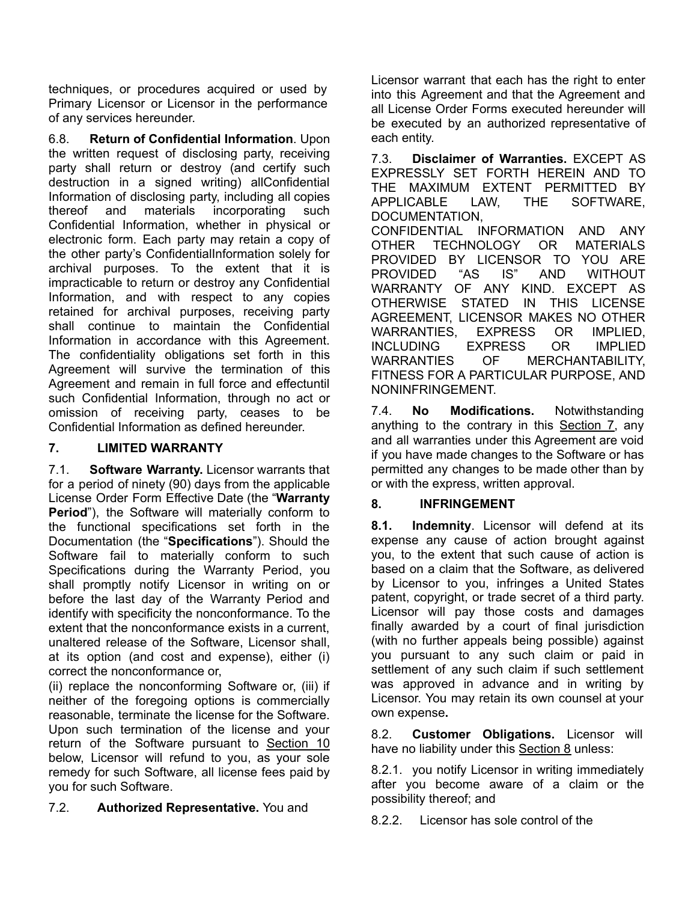techniques, or procedures acquired or used by Primary Licensor or Licensor in the performance of any services hereunder.

6.8. **Return of Confidential Information**. Upon the written request of disclosing party, receiving party shall return or destroy (and certify such destruction in a signed writing) allConfidential Information of disclosing party, including all copies thereof and materials incorporating such Confidential Information, whether in physical or electronic form. Each party may retain a copy of the other party's ConfidentialInformation solely for archival purposes. To the extent that it is impracticable to return or destroy any Confidential Information, and with respect to any copies retained for archival purposes, receiving party shall continue to maintain the Confidential Information in accordance with this Agreement. The confidentiality obligations set forth in this Agreement will survive the termination of this Agreement and remain in full force and effectuntil such Confidential Information, through no act or omission of receiving party, ceases to be Confidential Information as defined hereunder.

## 7. LIMITED WARRANTY

7.1. **Software Warranty.** Licensor warrants that for a period of ninety (90) days from the applicable License Order Form Effective Date (the "**Warranty Period**"), the Software will materially conform to the functional specifications set forth in the Documentation (the "**Specifications**"). Should the Software fail to materially conform to such Specifications during the Warranty Period, you shall promptly notify Licensor in writing on or before the last day of the Warranty Period and identify with specificity the nonconformance. To the extent that the nonconformance exists in a current, unaltered release of the Software, Licensor shall, at its option (and cost and expense), either (i) correct the nonconformance or,
(ii) replace the nonconforming Software or, (iii) if neither of the foregoing options is commercially reasonable, terminate the license for the Software. Upon such termination of the license and your return of the Software pursuant to Section 10 below, Licensor will refund to you, as your sole remedy for such Software, all license fees paid by you for such Software.

7.2. **Authorized Representative.** You and Licensor warrant that each has the right to enter into this Agreement and that the Agreement and all License Order Forms executed hereunder will be executed by an authorized representative of each entity.

7.3. **Disclaimer of Warranties.** EXCEPT AS EXPRESSLY SET FORTH HEREIN AND TO THE MAXIMUM EXTENT PERMITTED BY APPLICABLE LAW, THE SOFTWARE, DOCUMENTATION,
CONFIDENTIAL INFORMATION AND ANY OTHER TECHNOLOGY OR MATERIALS PROVIDED BY LICENSOR TO YOU ARE PROVIDED "AS IS" AND WITHOUT WARRANTY OF ANY KIND. EXCEPT AS OTHERWISE STATED IN THIS LICENSE AGREEMENT, LICENSOR MAKES NO OTHER WARRANTIES, EXPRESS OR IMPLIED, INCLUDING EXPRESS OR IMPLIED WARRANTIES OF MERCHANTABILITY, FITNESS FOR A PARTICULAR PURPOSE, AND NONINFRINGEMENT.

7.4. **No Modifications.** Notwithstanding anything to the contrary in this Section 7, any and all warranties under this Agreement are void if you have made changes to the Software or has permitted any changes to be made other than by or with the express, written approval.

## 8. INFRINGEMENT

**8.1. Indemnity**. Licensor will defend at its expense any cause of action brought against you, to the extent that such cause of action is based on a claim that the Software, as delivered by Licensor to you, infringes a United States patent, copyright, or trade secret of a third party. Licensor will pay those costs and damages finally awarded by a court of final jurisdiction (with no further appeals being possible) against you pursuant to any such claim or paid in settlement of any such claim if such settlement was approved in advance and in writing by Licensor. You may retain its own counsel at your own expense**.**

8.2. **Customer Obligations.** Licensor will have no liability under this Section 8 unless:

8.2.1. you notify Licensor in writing immediately after you become aware of a claim or the possibility thereof; and

8.2.2. Licensor has sole control of the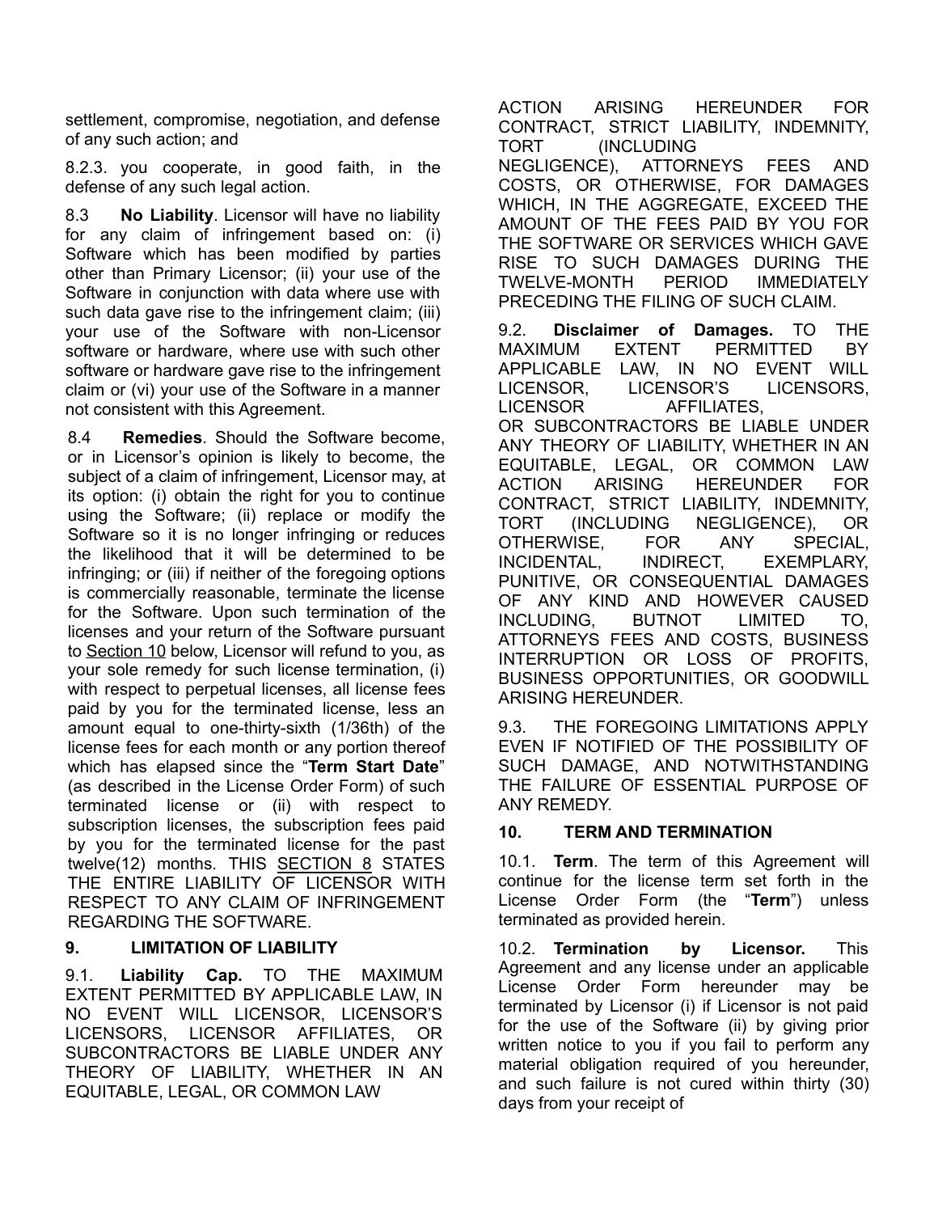settlement, compromise, negotiation, and defense of any such action; and

8.2.3. you cooperate, in good faith, in the defense of any such legal action.

8.3 **No Liability**. Licensor will have no liability for any claim of infringement based on: (i) Software which has been modified by parties other than Primary Licensor; (ii) your use of the Software in conjunction with data where use with such data gave rise to the infringement claim; (iii) your use of the Software with non-Licensor software or hardware, where use with such other software or hardware gave rise to the infringement claim or (vi) your use of the Software in a manner not consistent with this Agreement.

8.4 **Remedies**. Should the Software become, or in Licensor's opinion is likely to become, the subject of a claim of infringement, Licensor may, at its option: (i) obtain the right for you to continue using the Software; (ii) replace or modify the Software so it is no longer infringing or reduces the likelihood that it will be determined to be infringing; or (iii) if neither of the foregoing options is commercially reasonable, terminate the license for the Software. Upon such termination of the licenses and your return of the Software pursuant to Section 10 below, Licensor will refund to you, as your sole remedy for such license termination, (i) with respect to perpetual licenses, all license fees paid by you for the terminated license, less an amount equal to one-thirty-sixth (1/36th) of the license fees for each month or any portion thereof which has elapsed since the "**Term Start Date**" (as described in the License Order Form) of such terminated license or (ii) with respect to subscription licenses, the subscription fees paid by you for the terminated license for the past twelve(12) months. THIS SECTION 8 STATES THE ENTIRE LIABILITY OF LICENSOR WITH RESPECT TO ANY CLAIM OF INFRINGEMENT REGARDING THE SOFTWARE.

## 9. LIMITATION OF LIABILITY

9.1. **Liability Cap.** TO THE MAXIMUM EXTENT PERMITTED BY APPLICABLE LAW, IN NO EVENT WILL LICENSOR, LICENSOR'S LICENSORS, LICENSOR AFFILIATES, OR SUBCONTRACTORS BE LIABLE UNDER ANY THEORY OF LIABILITY, WHETHER IN AN EQUITABLE, LEGAL, OR COMMON LAW ACTION ARISING HEREUNDER FOR CONTRACT, STRICT LIABILITY, INDEMNITY, TORT (INCLUDING NEGLIGENCE), ATTORNEYS FEES AND COSTS, OR OTHERWISE, FOR DAMAGES WHICH, IN THE AGGREGATE, EXCEED THE AMOUNT OF THE FEES PAID BY YOU FOR THE SOFTWARE OR SERVICES WHICH GAVE RISE TO SUCH DAMAGES DURING THE TWELVE-MONTH PERIOD IMMEDIATELY PRECEDING THE FILING OF SUCH CLAIM.

9.2. **Disclaimer of Damages.** TO THE MAXIMUM EXTENT PERMITTED BY APPLICABLE LAW, IN NO EVENT WILL LICENSOR, LICENSOR'S LICENSORS, LICENSOR AFFILIATES, OR SUBCONTRACTORS BE LIABLE UNDER ANY THEORY OF LIABILITY, WHETHER IN AN EQUITABLE, LEGAL, OR COMMON LAW ACTION ARISING HEREUNDER FOR CONTRACT, STRICT LIABILITY, INDEMNITY, TORT (INCLUDING NEGLIGENCE), OR OTHERWISE, FOR ANY SPECIAL, INCIDENTAL, INDIRECT, EXEMPLARY, PUNITIVE, OR CONSEQUENTIAL DAMAGES OF ANY KIND AND HOWEVER CAUSED INCLUDING, BUTNOT LIMITED TO, ATTORNEYS FEES AND COSTS, BUSINESS INTERRUPTION OR LOSS OF PROFITS, BUSINESS OPPORTUNITIES, OR GOODWILL ARISING HEREUNDER.

9.3. THE FOREGOING LIMITATIONS APPLY EVEN IF NOTIFIED OF THE POSSIBILITY OF SUCH DAMAGE, AND NOTWITHSTANDING THE FAILURE OF ESSENTIAL PURPOSE OF ANY REMEDY.

## 10. TERM AND TERMINATION

10.1. **Term**. The term of this Agreement will continue for the license term set forth in the License Order Form (the "**Term**") unless terminated as provided herein.

10.2. **Termination by Licensor.** This Agreement and any license under an applicable License Order Form hereunder may be terminated by Licensor (i) if Licensor is not paid for the use of the Software (ii) by giving prior written notice to you if you fail to perform any material obligation required of you hereunder, and such failure is not cured within thirty (30) days from your receipt of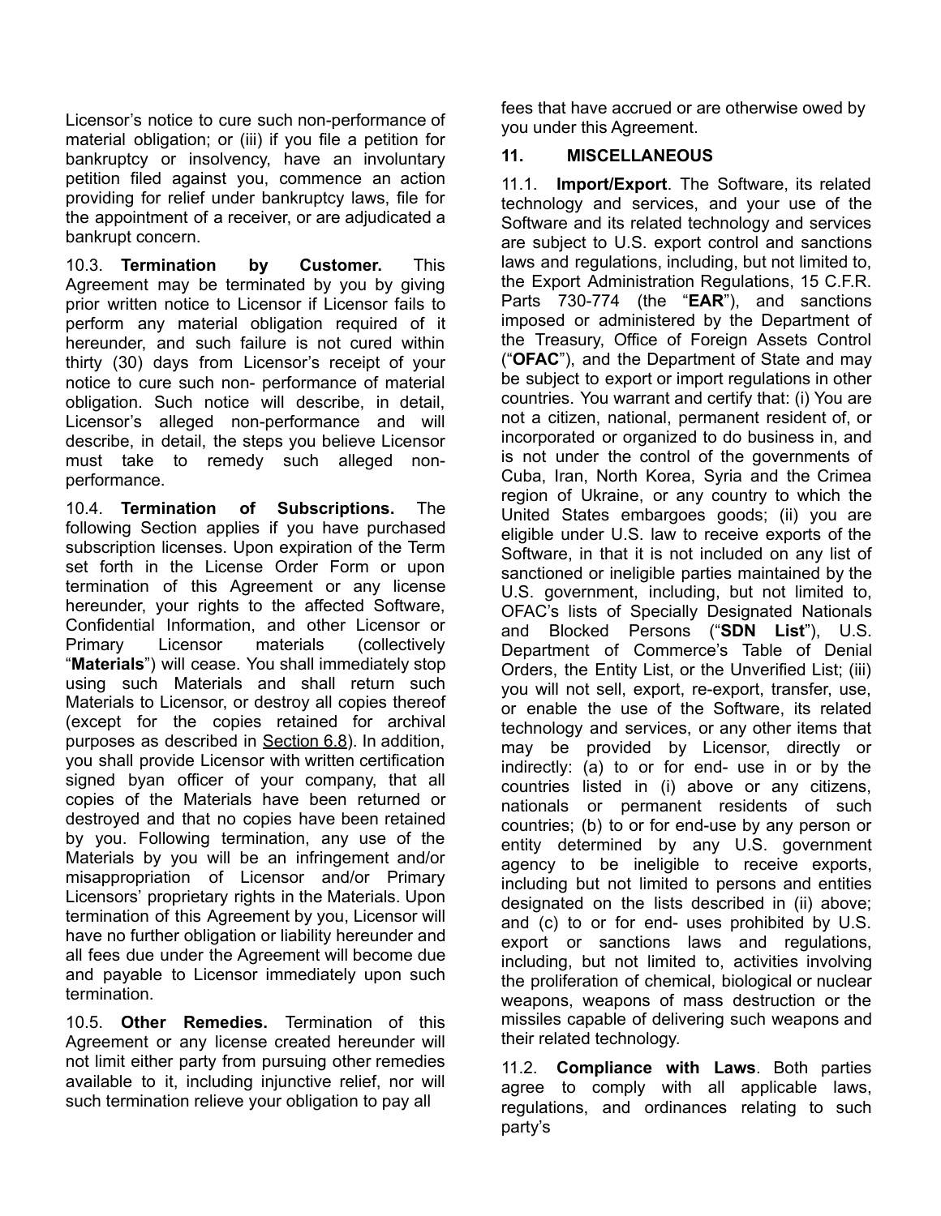Licensor's notice to cure such non-performance of material obligation; or (iii) if you file a petition for bankruptcy or insolvency, have an involuntary petition filed against you, commence an action providing for relief under bankruptcy laws, file for the appointment of a receiver, or are adjudicated a bankrupt concern.

10.3. **Termination by Customer.** This Agreement may be terminated by you by giving prior written notice to Licensor if Licensor fails to perform any material obligation required of it hereunder, and such failure is not cured within thirty (30) days from Licensor's receipt of your notice to cure such non- performance of material obligation. Such notice will describe, in detail, Licensor's alleged non-performance and will describe, in detail, the steps you believe Licensor must take to remedy such alleged non-performance.

10.4. **Termination of Subscriptions.** The following Section applies if you have purchased subscription licenses. Upon expiration of the Term set forth in the License Order Form or upon termination of this Agreement or any license hereunder, your rights to the affected Software, Confidential Information, and other Licensor or Primary Licensor materials (collectively "**Materials**") will cease. You shall immediately stop using such Materials and shall return such Materials to Licensor, or destroy all copies thereof (except for the copies retained for archival purposes as described in Section 6.8). In addition, you shall provide Licensor with written certification signed byan officer of your company, that all copies of the Materials have been returned or destroyed and that no copies have been retained by you. Following termination, any use of the Materials by you will be an infringement and/or misappropriation of Licensor and/or Primary Licensors' proprietary rights in the Materials. Upon termination of this Agreement by you, Licensor will have no further obligation or liability hereunder and all fees due under the Agreement will become due and payable to Licensor immediately upon such termination.

10.5. **Other Remedies.** Termination of this Agreement or any license created hereunder will not limit either party from pursuing other remedies available to it, including injunctive relief, nor will such termination relieve your obligation to pay all fees that have accrued or are otherwise owed by you under this Agreement.

## 11. MISCELLANEOUS

11.1. **Import/Export**. The Software, its related technology and services, and your use of the Software and its related technology and services are subject to U.S. export control and sanctions laws and regulations, including, but not limited to, the Export Administration Regulations, 15 C.F.R. Parts 730-774 (the "**EAR**"), and sanctions imposed or administered by the Department of the Treasury, Office of Foreign Assets Control ("**OFAC**"), and the Department of State and may be subject to export or import regulations in other countries. You warrant and certify that: (i) You are not a citizen, national, permanent resident of, or incorporated or organized to do business in, and is not under the control of the governments of Cuba, Iran, North Korea, Syria and the Crimea region of Ukraine, or any country to which the United States embargoes goods; (ii) you are eligible under U.S. law to receive exports of the Software, in that it is not included on any list of sanctioned or ineligible parties maintained by the U.S. government, including, but not limited to, OFAC's lists of Specially Designated Nationals and Blocked Persons ("**SDN List**"), U.S. Department of Commerce's Table of Denial Orders, the Entity List, or the Unverified List; (iii) you will not sell, export, re-export, transfer, use, or enable the use of the Software, its related technology and services, or any other items that may be provided by Licensor, directly or indirectly: (a) to or for end- use in or by the countries listed in (i) above or any citizens, nationals or permanent residents of such countries; (b) to or for end-use by any person or entity determined by any U.S. government agency to be ineligible to receive exports, including but not limited to persons and entities designated on the lists described in (ii) above; and (c) to or for end- uses prohibited by U.S. export or sanctions laws and regulations, including, but not limited to, activities involving the proliferation of chemical, biological or nuclear weapons, weapons of mass destruction or the missiles capable of delivering such weapons and their related technology.

11.2. **Compliance with Laws**. Both parties agree to comply with all applicable laws, regulations, and ordinances relating to such party's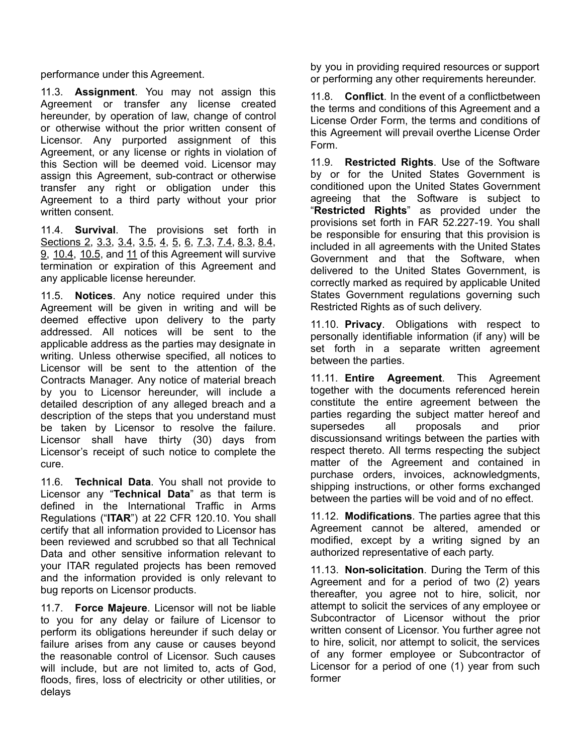performance under this Agreement.

11.3. **Assignment**. You may not assign this Agreement or transfer any license created hereunder, by operation of law, change of control or otherwise without the prior written consent of Licensor. Any purported assignment of this Agreement, or any license or rights in violation of this Section will be deemed void. Licensor may assign this Agreement, sub-contract or otherwise transfer any right or obligation under this Agreement to a third party without your prior written consent.

11.4. **Survival**. The provisions set forth in Sections 2, 3.3, 3.4, 3.5, 4, 5, 6, 7.3, 7.4, 8.3, 8.4, 9, 10.4, 10.5, and 11 of this Agreement will survive termination or expiration of this Agreement and any applicable license hereunder.

11.5. **Notices**. Any notice required under this Agreement will be given in writing and will be deemed effective upon delivery to the party addressed. All notices will be sent to the applicable address as the parties may designate in writing. Unless otherwise specified, all notices to Licensor will be sent to the attention of the Contracts Manager. Any notice of material breach by you to Licensor hereunder, will include a detailed description of any alleged breach and a description of the steps that you understand must be taken by Licensor to resolve the failure. Licensor shall have thirty (30) days from Licensor's receipt of such notice to complete the cure.

11.6. **Technical Data**. You shall not provide to Licensor any "**Technical Data**" as that term is defined in the International Traffic in Arms Regulations ("**ITAR**") at 22 CFR 120.10. You shall certify that all information provided to Licensor has been reviewed and scrubbed so that all Technical Data and other sensitive information relevant to your ITAR regulated projects has been removed and the information provided is only relevant to bug reports on Licensor products.

11.7. **Force Majeure**. Licensor will not be liable to you for any delay or failure of Licensor to perform its obligations hereunder if such delay or failure arises from any cause or causes beyond the reasonable control of Licensor. Such causes will include, but are not limited to, acts of God, floods, fires, loss of electricity or other utilities, or delays by you in providing required resources or support or performing any other requirements hereunder.

11.8. **Conflict**. In the event of a conflictbetween the terms and conditions of this Agreement and a License Order Form, the terms and conditions of this Agreement will prevail overthe License Order Form.

11.9. **Restricted Rights**. Use of the Software by or for the United States Government is conditioned upon the United States Government agreeing that the Software is subject to "**Restricted Rights**" as provided under the provisions set forth in FAR 52.227-19. You shall be responsible for ensuring that this provision is included in all agreements with the United States Government and that the Software, when delivered to the United States Government, is correctly marked as required by applicable United States Government regulations governing such Restricted Rights as of such delivery.

11.10. **Privacy**. Obligations with respect to personally identifiable information (if any) will be set forth in a separate written agreement between the parties.

11.11. **Entire Agreement**. This Agreement together with the documents referenced herein constitute the entire agreement between the parties regarding the subject matter hereof and supersedes all proposals and prior discussionsand writings between the parties with respect thereto. All terms respecting the subject matter of the Agreement and contained in purchase orders, invoices, acknowledgments, shipping instructions, or other forms exchanged between the parties will be void and of no effect.

11.12. **Modifications**. The parties agree that this Agreement cannot be altered, amended or modified, except by a writing signed by an authorized representative of each party.

11.13. **Non-solicitation**. During the Term of this Agreement and for a period of two (2) years thereafter, you agree not to hire, solicit, nor attempt to solicit the services of any employee or Subcontractor of Licensor without the prior written consent of Licensor. You further agree not to hire, solicit, nor attempt to solicit, the services of any former employee or Subcontractor of Licensor for a period of one (1) year from such former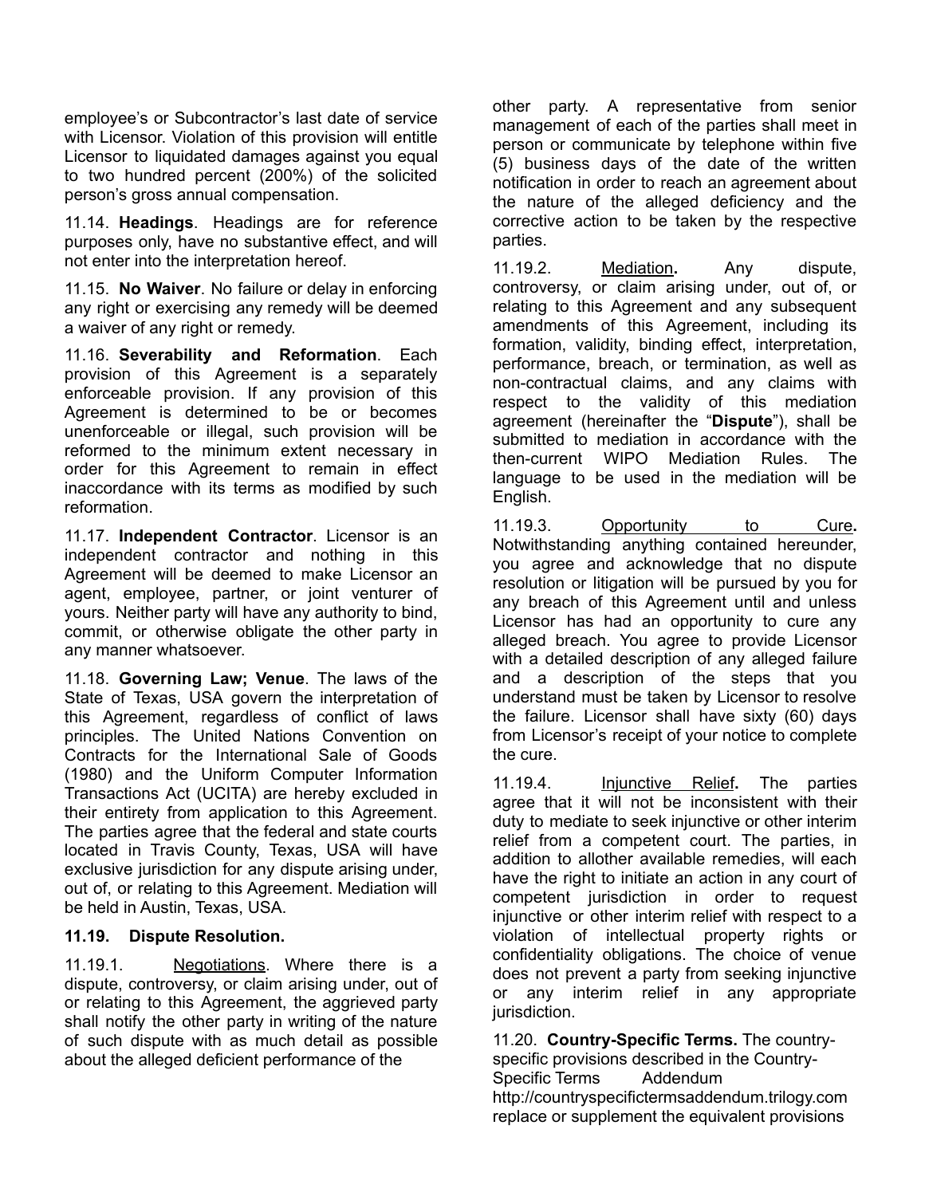employee's or Subcontractor's last date of service with Licensor. Violation of this provision will entitle Licensor to liquidated damages against you equal to two hundred percent (200%) of the solicited person's gross annual compensation.

11.14. **Headings**. Headings are for reference purposes only, have no substantive effect, and will not enter into the interpretation hereof.

11.15. **No Waiver**. No failure or delay in enforcing any right or exercising any remedy will be deemed a waiver of any right or remedy.

11.16. **Severability and Reformation**. Each provision of this Agreement is a separately enforceable provision. If any provision of this Agreement is determined to be or becomes unenforceable or illegal, such provision will be reformed to the minimum extent necessary in order for this Agreement to remain in effect inaccordance with its terms as modified by such reformation.

11.17. **Independent Contractor**. Licensor is an independent contractor and nothing in this Agreement will be deemed to make Licensor an agent, employee, partner, or joint venturer of yours. Neither party will have any authority to bind, commit, or otherwise obligate the other party in any manner whatsoever.

11.18. **Governing Law; Venue**. The laws of the State of Texas, USA govern the interpretation of this Agreement, regardless of conflict of laws principles. The United Nations Convention on Contracts for the International Sale of Goods (1980) and the Uniform Computer Information Transactions Act (UCITA) are hereby excluded in their entirety from application to this Agreement. The parties agree that the federal and state courts located in Travis County, Texas, USA will have exclusive jurisdiction for any dispute arising under, out of, or relating to this Agreement. Mediation will be held in Austin, Texas, USA.

**11.19. Dispute Resolution.**

11.19.1. Negotiations. Where there is a dispute, controversy, or claim arising under, out of or relating to this Agreement, the aggrieved party shall notify the other party in writing of the nature of such dispute with as much detail as possible about the alleged deficient performance of the other party. A representative from senior management of each of the parties shall meet in person or communicate by telephone within five (5) business days of the date of the written notification in order to reach an agreement about the nature of the alleged deficiency and the corrective action to be taken by the respective parties.

11.19.2. Mediation**.** Any dispute, controversy, or claim arising under, out of, or relating to this Agreement and any subsequent amendments of this Agreement, including its formation, validity, binding effect, interpretation, performance, breach, or termination, as well as non-contractual claims, and any claims with respect to the validity of this mediation agreement (hereinafter the "**Dispute**"), shall be submitted to mediation in accordance with the then-current WIPO Mediation Rules. The language to be used in the mediation will be English.

11.19.3. Opportunity to Cure**.** Notwithstanding anything contained hereunder, you agree and acknowledge that no dispute resolution or litigation will be pursued by you for any breach of this Agreement until and unless Licensor has had an opportunity to cure any alleged breach. You agree to provide Licensor with a detailed description of any alleged failure and a description of the steps that you understand must be taken by Licensor to resolve the failure. Licensor shall have sixty (60) days from Licensor's receipt of your notice to complete the cure.

11.19.4. Injunctive Relief**.** The parties agree that it will not be inconsistent with their duty to mediate to seek injunctive or other interim relief from a competent court. The parties, in addition to allother available remedies, will each have the right to initiate an action in any court of competent jurisdiction in order to request injunctive or other interim relief with respect to a violation of intellectual property rights or confidentiality obligations. The choice of venue does not prevent a party from seeking injunctive or any interim relief in any appropriate jurisdiction.

11.20. **Country-Specific Terms.** The country-specific provisions described in the Country-Specific Terms Addendum http://countryspecifictermsaddendum.trilogy.com replace or supplement the equivalent provisions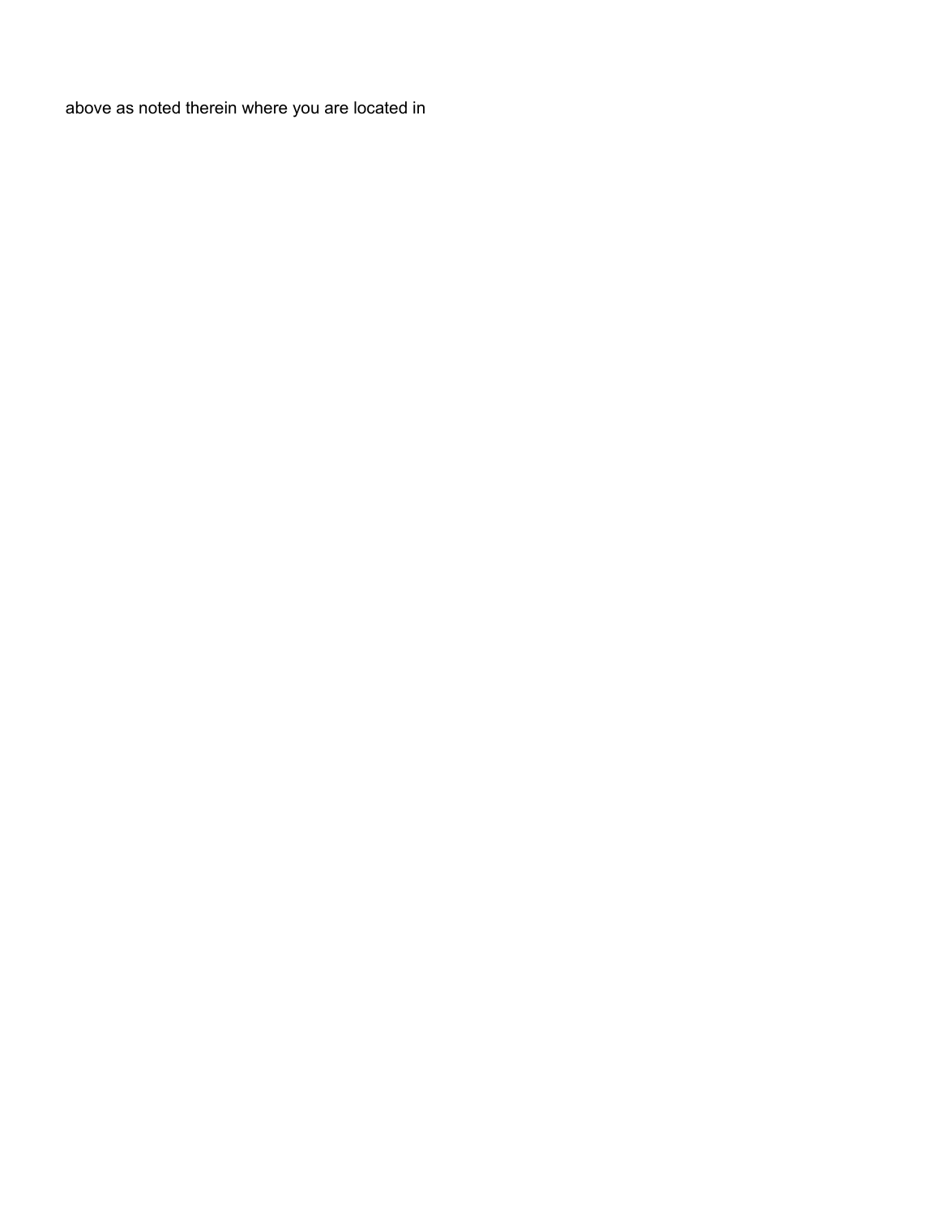above as noted therein where you are located in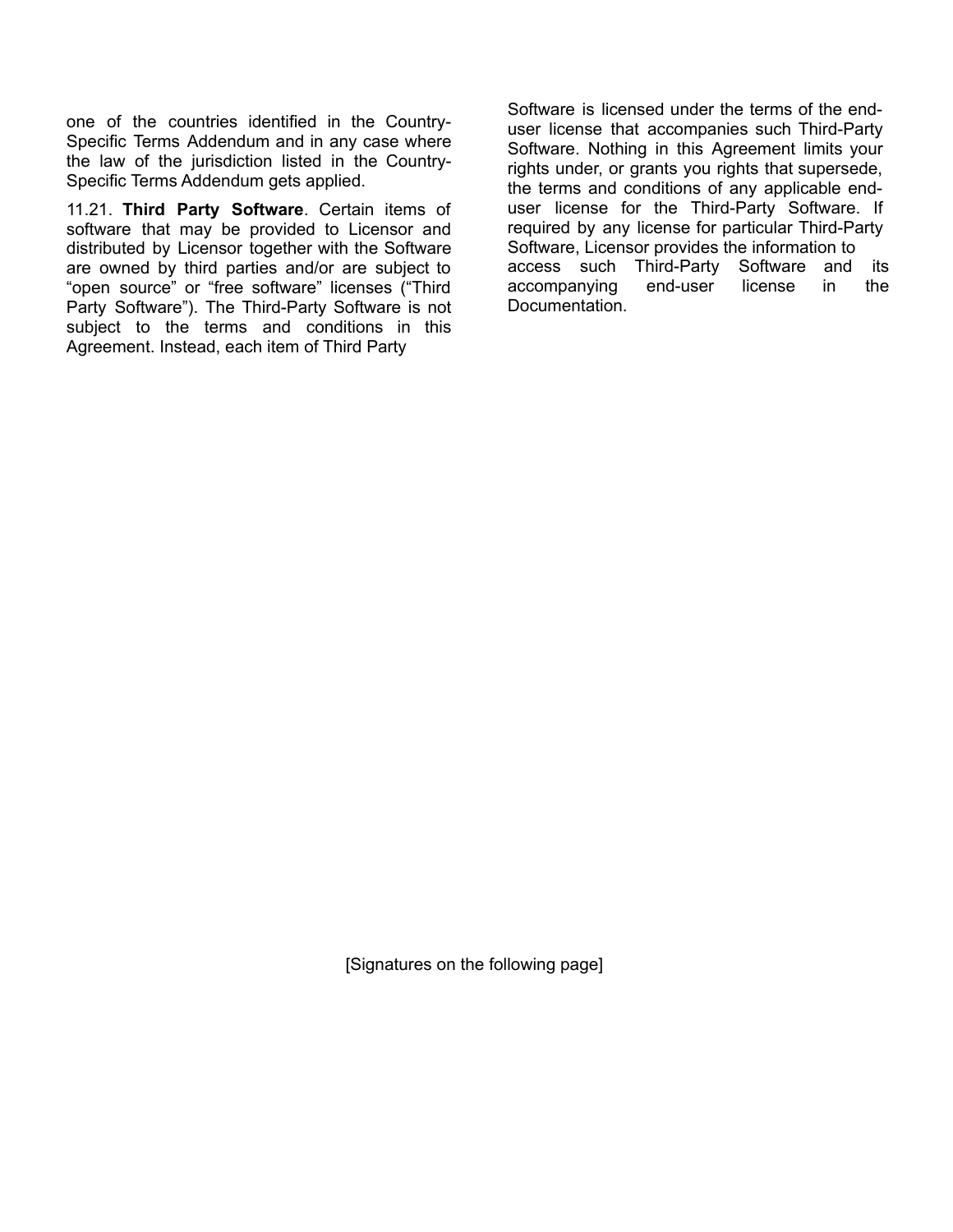one of the countries identified in the Country-Specific Terms Addendum and in any case where the law of the jurisdiction listed in the Country-Specific Terms Addendum gets applied.

11.21. **Third Party Software**. Certain items of software that may be provided to Licensor and distributed by Licensor together with the Software are owned by third parties and/or are subject to "open source" or "free software" licenses ("Third Party Software"). The Third-Party Software is not subject to the terms and conditions in this Agreement. Instead, each item of Third Party Software is licensed under the terms of the end-user license that accompanies such Third-Party Software. Nothing in this Agreement limits your rights under, or grants you rights that supersede, the terms and conditions of any applicable end-user license for the Third-Party Software. If required by any license for particular Third-Party Software, Licensor provides the information to access such Third-Party Software and its accompanying end-user license in the Documentation.

[Signatures on the following page]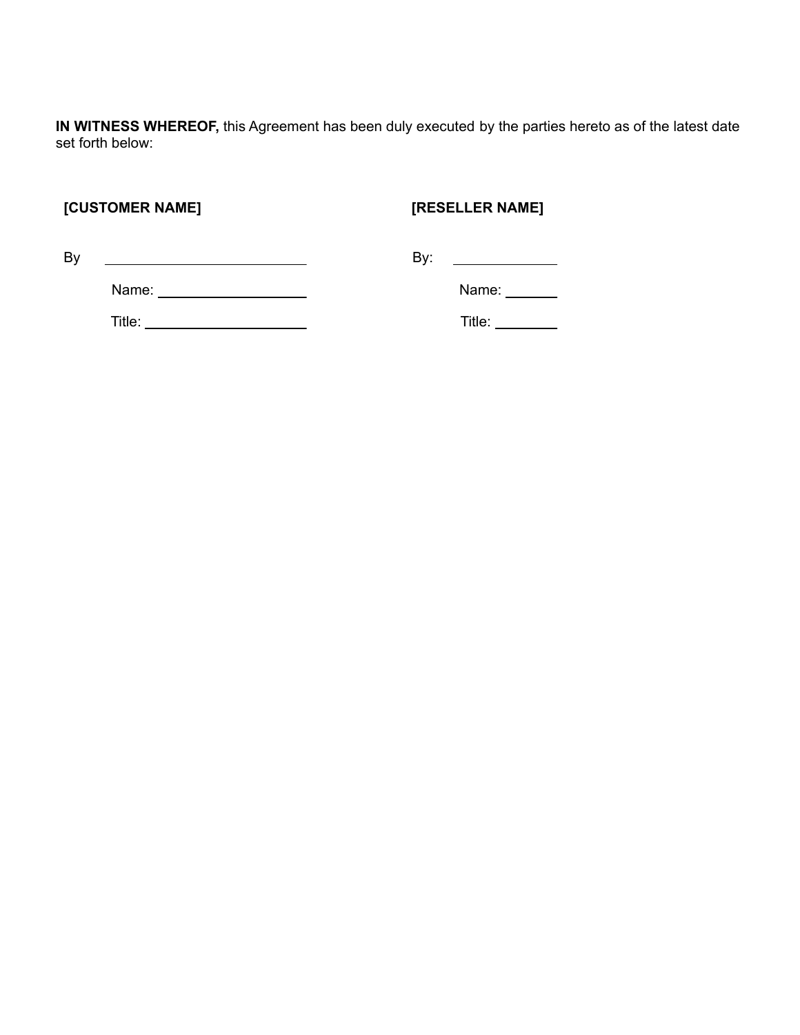**IN WITNESS WHEREOF,** this Agreement has been duly executed by the parties hereto as of the latest date set forth below:

| | |
|---|---|
| **[CUSTOMER NAME]** | **[RESELLER NAME]** |
| By \_\_\_\_\_\_\_\_\_\_\_\_\_\_\_\_\_\_\_\_ | By: \_\_\_\_\_\_\_\_\_\_ |
| Name: \_\_\_\_\_\_\_\_\_\_\_\_\_\_\_\_ | Name: \_\_\_\_\_ |
| Title: \_\_\_\_\_\_\_\_\_\_\_\_\_\_\_\_\_ | Title: \_\_\_\_\_\_ |